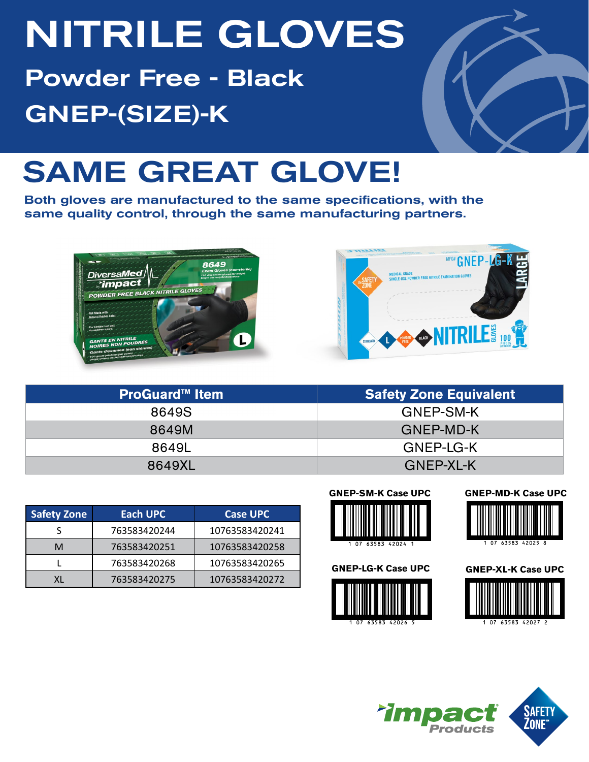# NITRILE GLOVES

## Powder Free - Black

## GNEP-(SIZE)-K

# SAME GREAT GLOVE!

**Both gloves are manufactured to the same specifications, with the same quality control, through the same manufacturing partners.**

| ProGuard™ Item | Safety Zone Equivalent |
| --- | --- |
| 8649S | GNEP-SM-K |
| 8649M | GNEP-MD-K |
| 8649L | GNEP-LG-K |
| 8649XL | GNEP-XL-K |

| Safety Zone | Each UPC | Case UPC |
| --- | --- | --- |
| S | 763583420244 | 10763583420241 |
| M | 763583420251 | 10763583420258 |
| L | 763583420268 | 10763583420265 |
| XL | 763583420275 | 10763583420272 |

**GNEP-SM-K Case UPC**

1 07 63583 42024 1

**GNEP-MD-K Case UPC**

1 07 63583 42025 8

**GNEP-LG-K Case UPC**

1 07 63583 42026 5

**GNEP-XL-K Case UPC**

1 07 63583 42027 2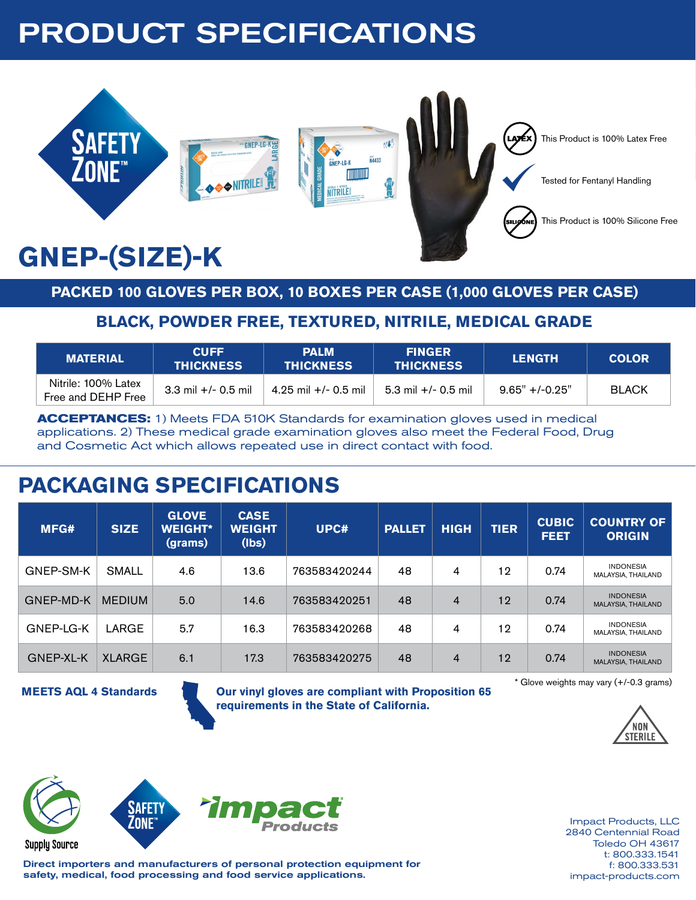# PRODUCT SPECIFICATIONS

This Product is 100% Latex Free

Tested for Fentanyl Handling

This Product is 100% Silicone Free

# GNEP-(SIZE)-K

**PACKED 100 GLOVES PER BOX, 10 BOXES PER CASE (1,000 GLOVES PER CASE)**

## BLACK, POWDER FREE, TEXTURED, NITRILE, MEDICAL GRADE

| MATERIAL | CUFF THICKNESS | PALM THICKNESS | FINGER THICKNESS | LENGTH | COLOR |
|---|---|---|---|---|---|
| Nitrile: 100% Latex Free and DEHP Free | 3.3 mil +/- 0.5 mil | 4.25 mil +/- 0.5 mil | 5.3 mil +/- 0.5 mil | 9.65" +/-0.25" | BLACK |

**ACCEPTANCES:** 1) Meets FDA 510K Standards for examination gloves used in medical applications. 2) These medical grade examination gloves also meet the Federal Food, Drug and Cosmetic Act which allows repeated use in direct contact with food.

# PACKAGING SPECIFICATIONS

| MFG# | SIZE | GLOVE WEIGHT* (grams) | CASE WEIGHT (lbs) | UPC# | PALLET | HIGH | TIER | CUBIC FEET | COUNTRY OF ORIGIN |
|---|---|---|---|---|---|---|---|---|---|
| GNEP-SM-K | SMALL | 4.6 | 13.6 | 763583420244 | 48 | 4 | 12 | 0.74 | INDONESIA MALAYSIA, THAILAND |
| GNEP-MD-K | MEDIUM | 5.0 | 14.6 | 763583420251 | 48 | 4 | 12 | 0.74 | INDONESIA MALAYSIA, THAILAND |
| GNEP-LG-K | LARGE | 5.7 | 16.3 | 763583420268 | 48 | 4 | 12 | 0.74 | INDONESIA MALAYSIA, THAILAND |
| GNEP-XL-K | XLARGE | 6.1 | 17.3 | 763583420275 | 48 | 4 | 12 | 0.74 | INDONESIA MALAYSIA, THAILAND |

\* Glove weights may vary (+/-0.3 grams)

**MEETS AQL 4 Standards**

**Our vinyl gloves are compliant with Proposition 65 requirements in the State of California.**

NON STERILE

**Direct importers and manufacturers of personal protection equipment for safety, medical, food processing and food service applications.**

Impact Products, LLC
2840 Centennial Road
Toledo OH 43617
t: 800.333.1541
f: 800.333.531
impact-products.com